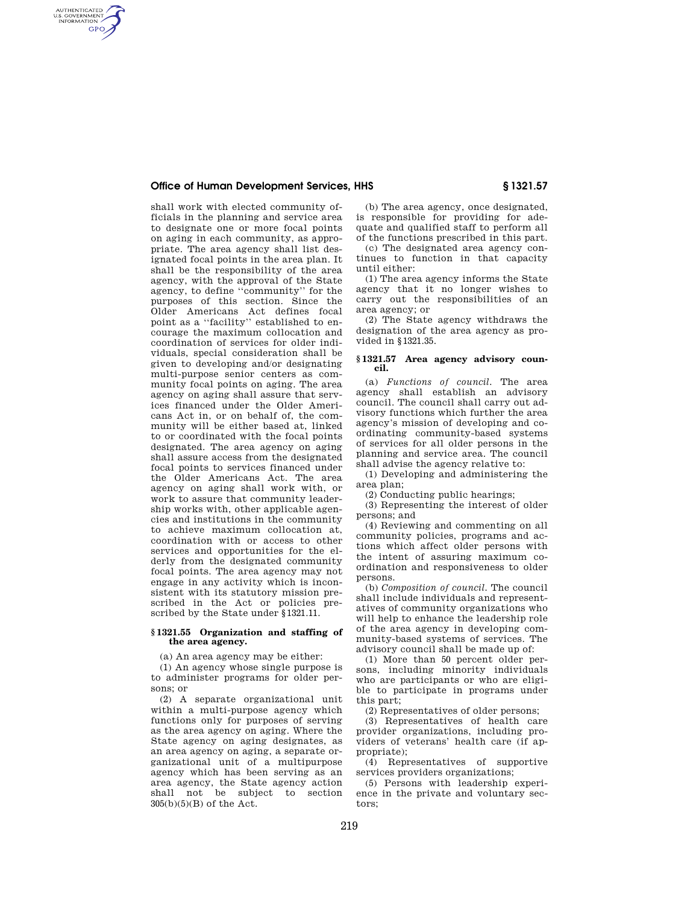shall work with elected community officials in the planning and service area to designate one or more focal points on aging in each community, as appropriate. The area agency shall list designated focal points in the area plan. It shall be the responsibility of the area agency, with the approval of the State agency, to define ''community'' for the purposes of this section. Since the Older Americans Act defines focal point as a ''facility'' established to encourage the maximum collocation and coordination of services for older individuals, special consideration shall be given to developing and/or designating multi-purpose senior centers as community focal points on aging. The area agency on aging shall assure that services financed under the Older Americans Act in, or on behalf of, the community will be either based at, linked to or coordinated with the focal points designated. The area agency on aging shall assure access from the designated focal points to services financed under the Older Americans Act. The area agency on aging shall work with, or work to assure that community leadership works with, other applicable agencies and institutions in the community to achieve maximum collocation at, coordination with or access to other services and opportunities for the elderly from the designated community focal points. The area agency may not engage in any activity which is inconsistent with its statutory mission prescribed in the Act or policies prescribed by the State under §1321.11.

### §1321.55 Organization and staffing of the area agency.

(a) An area agency may be either:

(1) An agency whose single purpose is to administer programs for older persons; or

(2) A separate organizational unit within a multi-purpose agency which functions only for purposes of serving as the area agency on aging. Where the State agency on aging designates, as an area agency on aging, a separate organizational unit of a multipurpose agency which has been serving as an area agency, the State agency action shall not be subject to section 305(b)(5)(B) of the Act.

(b) The area agency, once designated, is responsible for providing for adequate and qualified staff to perform all of the functions prescribed in this part.

(c) The designated area agency continues to function in that capacity until either:

(1) The area agency informs the State agency that it no longer wishes to carry out the responsibilities of an area agency; or

(2) The State agency withdraws the designation of the area agency as provided in §1321.35.

### §1321.57 Area agency advisory council.

(a) *Functions of council.* The area agency shall establish an advisory council. The council shall carry out advisory functions which further the area agency's mission of developing and coordinating community-based systems of services for all older persons in the planning and service area. The council shall advise the agency relative to:

(1) Developing and administering the area plan;

(2) Conducting public hearings;

(3) Representing the interest of older persons; and

(4) Reviewing and commenting on all community policies, programs and actions which affect older persons with the intent of assuring maximum coordination and responsiveness to older persons.

(b) *Composition of council.* The council shall include individuals and representatives of community organizations who will help to enhance the leadership role of the area agency in developing community-based systems of services. The advisory council shall be made up of:

(1) More than 50 percent older persons, including minority individuals who are participants or who are eligible to participate in programs under this part;

(2) Representatives of older persons;

(3) Representatives of health care provider organizations, including providers of veterans' health care (if appropriate);

(4) Representatives of supportive services providers organizations;

(5) Persons with leadership experience in the private and voluntary sectors;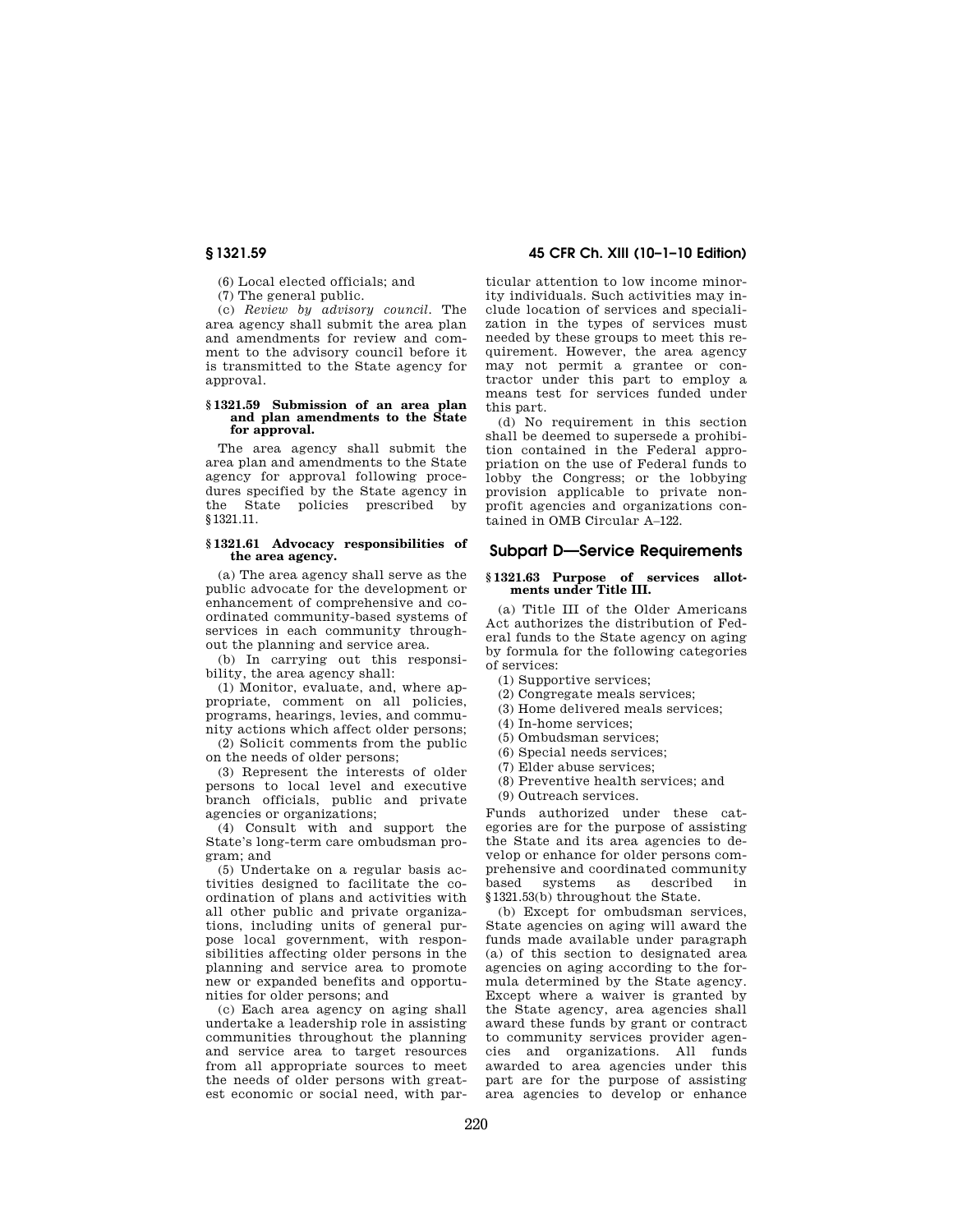(6) Local elected officials; and

(7) The general public.

(c) *Review by advisory council.* The area agency shall submit the area plan and amendments for review and comment to the advisory council before it is transmitted to the State agency for approval.

#### § 1321.59 Submission of an area plan and plan amendments to the State for approval.

The area agency shall submit the area plan and amendments to the State agency for approval following procedures specified by the State agency in the State policies prescribed by § 1321.11.

#### § 1321.61 Advocacy responsibilities of the area agency.

(a) The area agency shall serve as the public advocate for the development or enhancement of comprehensive and coordinated community-based systems of services in each community throughout the planning and service area.

(b) In carrying out this responsibility, the area agency shall:

(1) Monitor, evaluate, and, where appropriate, comment on all policies, programs, hearings, levies, and community actions which affect older persons;

(2) Solicit comments from the public on the needs of older persons;

(3) Represent the interests of older persons to local level and executive branch officials, public and private agencies or organizations;

(4) Consult with and support the State's long-term care ombudsman program; and

(5) Undertake on a regular basis activities designed to facilitate the coordination of plans and activities with all other public and private organizations, including units of general purpose local government, with responsibilities affecting older persons in the planning and service area to promote new or expanded benefits and opportunities for older persons; and

(c) Each area agency on aging shall undertake a leadership role in assisting communities throughout the planning and service area to target resources from all appropriate sources to meet the needs of older persons with greatest economic or social need, with particular attention to low income minority individuals. Such activities may include location of services and specialization in the types of services must needed by these groups to meet this requirement. However, the area agency may not permit a grantee or contractor under this part to employ a means test for services funded under this part.

(d) No requirement in this section shall be deemed to supersede a prohibition contained in the Federal appropriation on the use of Federal funds to lobby the Congress; or the lobbying provision applicable to private nonprofit agencies and organizations contained in OMB Circular A–122.

## Subpart D—Service Requirements

#### § 1321.63 Purpose of services allotments under Title III.

(a) Title III of the Older Americans Act authorizes the distribution of Federal funds to the State agency on aging by formula for the following categories of services:

(1) Supportive services;

(2) Congregate meals services;

(3) Home delivered meals services;

(4) In-home services;

(5) Ombudsman services;

(6) Special needs services;

(7) Elder abuse services;

(8) Preventive health services; and

(9) Outreach services.

Funds authorized under these categories are for the purpose of assisting the State and its area agencies to develop or enhance for older persons comprehensive and coordinated community based systems as described in § 1321.53(b) throughout the State.

(b) Except for ombudsman services, State agencies on aging will award the funds made available under paragraph (a) of this section to designated area agencies on aging according to the formula determined by the State agency. Except where a waiver is granted by the State agency, area agencies shall award these funds by grant or contract to community services provider agencies and organizations. All funds awarded to area agencies under this part are for the purpose of assisting area agencies to develop or enhance